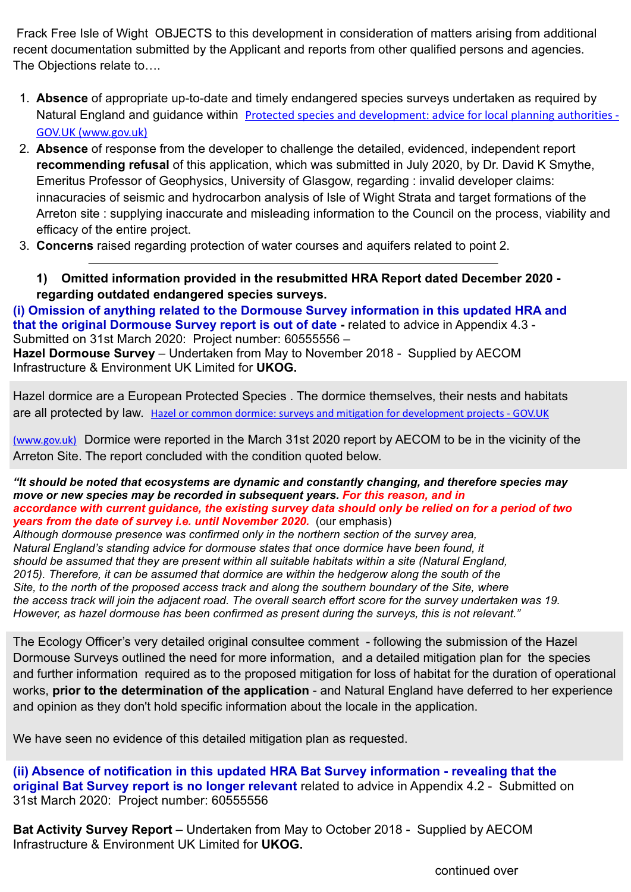Frack Free Isle of Wight OBJECTS to this development in consideration of matters arising from additional recent documentation submitted by the Applicant and reports from other qualified persons and agencies. The Objections relate to….

1. **Absence** of appropriate up-to-date and timely endangered species surveys undertaken as required by Natural England and guidance within [Protected species and development: advice for local planning authorities - GOV.UK (www.gov.uk)]
2. **Absence** of response from the developer to challenge the detailed, evidenced, independent report **recommending refusal** of this application, which was submitted in July 2020, by Dr. David K Smythe, Emeritus Professor of Geophysics, University of Glasgow, regarding : invalid developer claims: innacuracies of seismic and hydrocarbon analysis of Isle of Wight Strata and target formations of the Arreton site : supplying inaccurate and misleading information to the Council on the process, viability and efficacy of the entire project.
3. **Concerns** raised regarding protection of water courses and aquifers related to point 2.

---

**1) Omitted information provided in the resubmitted HRA Report dated December 2020 - regarding outdated endangered species surveys.**

**(i) Omission of anything related to the Dormouse Survey information in this updated HRA and that the original Dormouse Survey report is out of date -** related to advice in Appendix 4.3 - Submitted on 31st March 2020: Project number: 60555556 –
**Hazel Dormouse Survey** – Undertaken from May to November 2018 - Supplied by AECOM Infrastructure & Environment UK Limited for **UKOG.**

Hazel dormice are a European Protected Species . The dormice themselves, their nests and habitats are all protected by law. [Hazel or common dormice: surveys and mitigation for development projects - GOV.UK (www.gov.uk)] Dormice were reported in the March 31st 2020 report by AECOM to be in the vicinity of the Arreton Site. The report concluded with the condition quoted below.

***"It should be noted that ecosystems are dynamic and constantly changing, and therefore species may move or new species may be recorded in subsequent years. For this reason, and in accordance with current guidance, the existing survey data should only be relied on for a period of two years from the date of survey i.e. until November 2020.*** (our emphasis)
*Although dormouse presence was confirmed only in the northern section of the survey area, Natural England's standing advice for dormouse states that once dormice have been found, it should be assumed that they are present within all suitable habitats within a site (Natural England, 2015). Therefore, it can be assumed that dormice are within the hedgerow along the south of the Site, to the north of the proposed access track and along the southern boundary of the Site, where the access track will join the adjacent road. The overall search effort score for the survey undertaken was 19. However, as hazel dormouse has been confirmed as present during the surveys, this is not relevant."*

The Ecology Officer's very detailed original consultee comment - following the submission of the Hazel Dormouse Surveys outlined the need for more information, and a detailed mitigation plan for the species and further information required as to the proposed mitigation for loss of habitat for the duration of operational works, **prior to the determination of the application** - and Natural England have deferred to her experience and opinion as they don't hold specific information about the locale in the application.

We have seen no evidence of this detailed mitigation plan as requested.

**(ii) Absence of notification in this updated HRA Bat Survey information - revealing that the original Bat Survey report is no longer relevant** related to advice in Appendix 4.2 - Submitted on 31st March 2020: Project number: 60555556

**Bat Activity Survey Report** – Undertaken from May to October 2018 - Supplied by AECOM Infrastructure & Environment UK Limited for **UKOG.**

continued over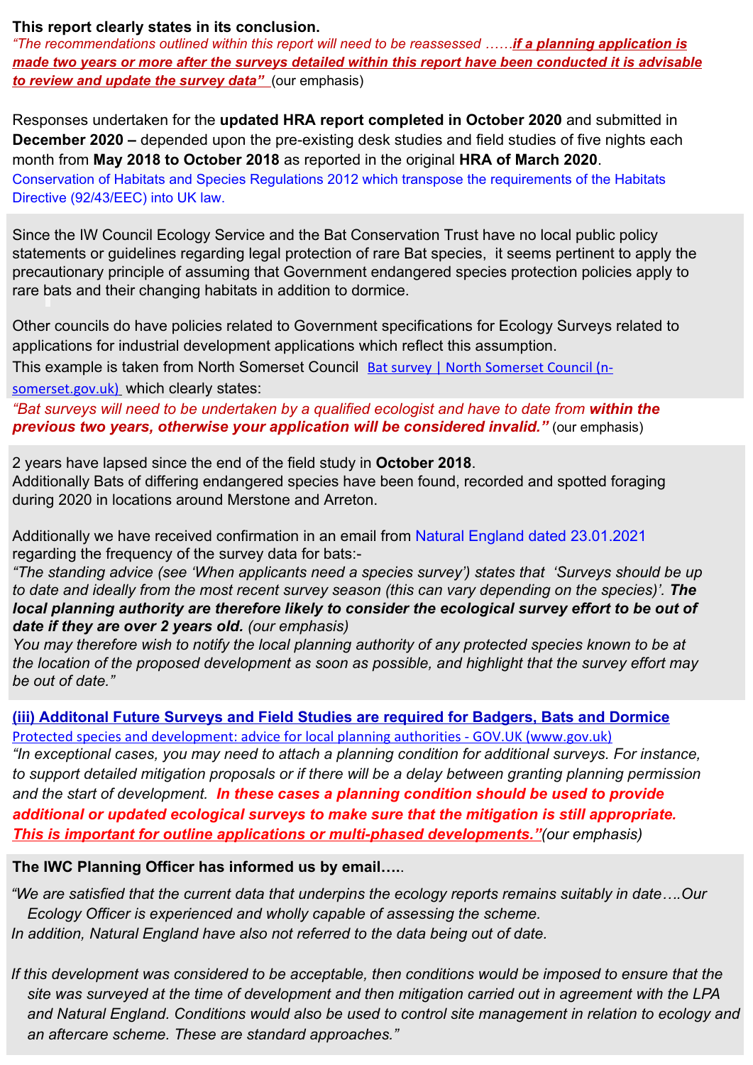**This report clearly states in its conclusion.**

*"The recommendations outlined within this report will need to be reassessed ……**if a planning application is made two years or more after the surveys detailed within this report have been conducted it is advisable to review and update the survey data"*** (our emphasis)

Responses undertaken for the **updated HRA report completed in October 2020** and submitted in **December 2020 –** depended upon the pre-existing desk studies and field studies of five nights each month from **May 2018 to October 2018** as reported in the original **HRA of March 2020**.

Conservation of Habitats and Species Regulations 2012 which transpose the requirements of the Habitats Directive (92/43/EEC) into UK law.

Since the IW Council Ecology Service and the Bat Conservation Trust have no local public policy statements or guidelines regarding legal protection of rare Bat species, it seems pertinent to apply the precautionary principle of assuming that Government endangered species protection policies apply to rare bats and their changing habitats in addition to dormice.

Other councils do have policies related to Government specifications for Ecology Surveys related to applications for industrial development applications which reflect this assumption.

This example is taken from North Somerset Council [Bat survey | North Somerset Council (n-somerset.gov.uk)] which clearly states:

*"Bat surveys will need to be undertaken by a qualified ecologist and have to date from **within the previous two years, otherwise your application will be considered invalid."*** (our emphasis)

2 years have lapsed since the end of the field study in **October 2018**.

Additionally Bats of differing endangered species have been found, recorded and spotted foraging during 2020 in locations around Merstone and Arreton.

Additionally we have received confirmation in an email from Natural England dated 23.01.2021 regarding the frequency of the survey data for bats:-

*"The standing advice (see 'When applicants need a species survey') states that 'Surveys should be up to date and ideally from the most recent survey season (this can vary depending on the species)'. **The local planning authority are therefore likely to consider the ecological survey effort to be out of date if they are over 2 years old.** (our emphasis)*

*You may therefore wish to notify the local planning authority of any protected species known to be at the location of the proposed development as soon as possible, and highlight that the survey effort may be out of date."*

**(iii) Additonal Future Surveys and Field Studies are required for Badgers, Bats and Dormice**

[Protected species and development: advice for local planning authorities - GOV.UK (www.gov.uk)]

*"In exceptional cases, you may need to attach a planning condition for additional surveys. For instance, to support detailed mitigation proposals or if there will be a delay between granting planning permission and the start of development. **In these cases a planning condition should be used to provide additional or updated ecological surveys to make sure that the mitigation is still appropriate. This is important for outline applications or multi-phased developments."***(our emphasis)*

**The IWC Planning Officer has informed us by email…..**

*"We are satisfied that the current data that underpins the ecology reports remains suitably in date….Our Ecology Officer is experienced and wholly capable of assessing the scheme.*

*In addition, Natural England have also not referred to the data being out of date.*

*If this development was considered to be acceptable, then conditions would be imposed to ensure that the site was surveyed at the time of development and then mitigation carried out in agreement with the LPA and Natural England. Conditions would also be used to control site management in relation to ecology and an aftercare scheme. These are standard approaches."*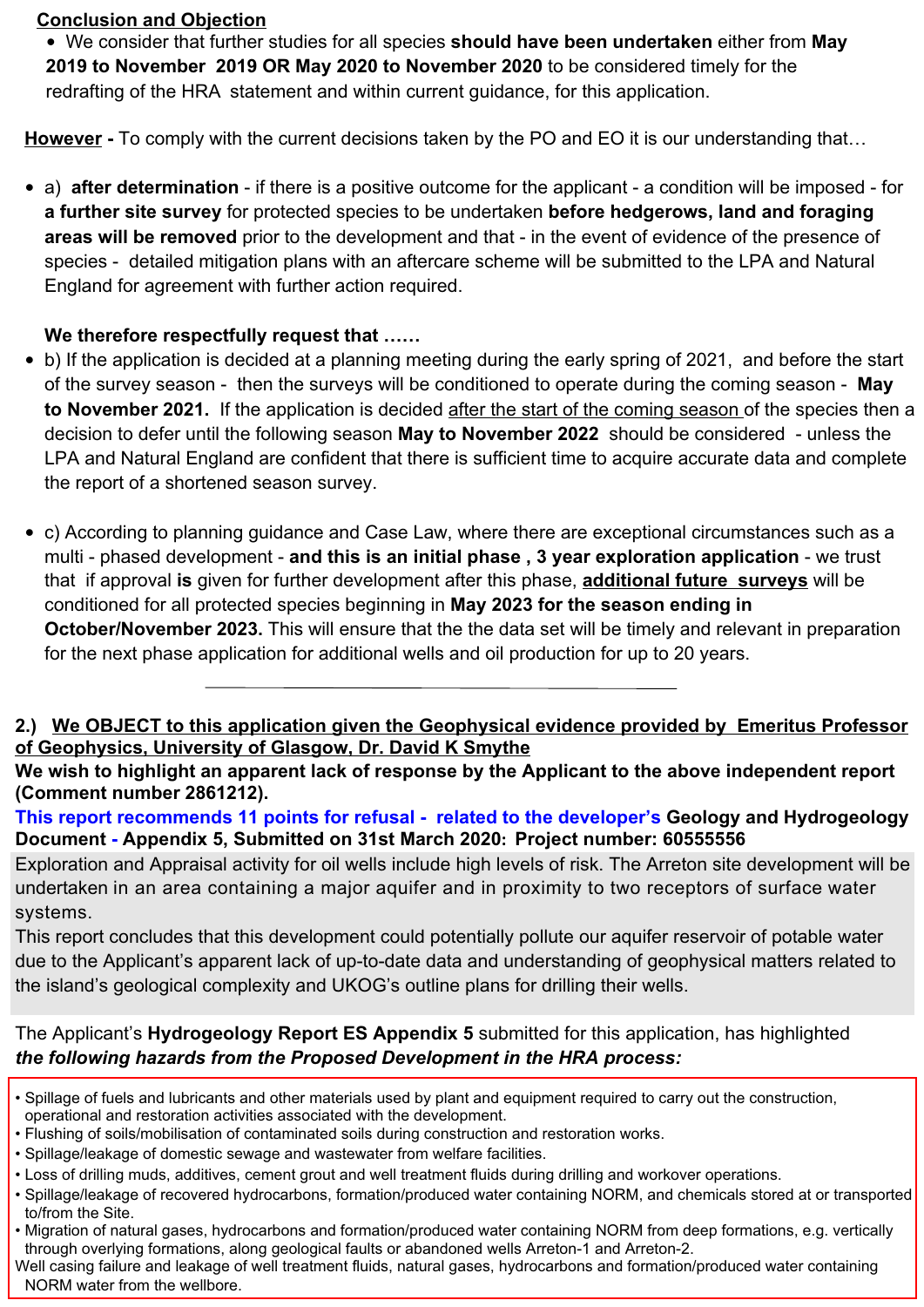**Conclusion and Objection**

- We consider that further studies for all species **should have been undertaken** either from **May 2019 to November 2019 OR May 2020 to November 2020** to be considered timely for the redrafting of the HRA statement and within current guidance, for this application.

**However -** To comply with the current decisions taken by the PO and EO it is our understanding that…

- a) **after determination** - if there is a positive outcome for the applicant - a condition will be imposed - for **a further site survey** for protected species to be undertaken **before hedgerows, land and foraging areas will be removed** prior to the development and that - in the event of evidence of the presence of species - detailed mitigation plans with an aftercare scheme will be submitted to the LPA and Natural England for agreement with further action required.

  **We therefore respectfully request that ……**

- b) If the application is decided at a planning meeting during the early spring of 2021, and before the start of the survey season - then the surveys will be conditioned to operate during the coming season - **May to November 2021.** If the application is decided after the start of the coming season of the species then a decision to defer until the following season **May to November 2022** should be considered - unless the LPA and Natural England are confident that there is sufficient time to acquire accurate data and complete the report of a shortened season survey.

- c) According to planning guidance and Case Law, where there are exceptional circumstances such as a multi - phased development - **and this is an initial phase , 3 year exploration application** - we trust that if approval **is** given for further development after this phase, **additional future surveys** will be conditioned for all protected species beginning in **May 2023 for the season ending in October/November 2023.** This will ensure that the the data set will be timely and relevant in preparation for the next phase application for additional wells and oil production for up to 20 years.

---

**2.) We OBJECT to this application given the Geophysical evidence provided by Emeritus Professor of Geophysics, University of Glasgow, Dr. David K Smythe**

**We wish to highlight an apparent lack of response by the Applicant to the above independent report (Comment number 2861212).**

**This report recommends 11 points for refusal - related to the developer's Geology and Hydrogeology Document - Appendix 5, Submitted on 31st March 2020: Project number: 60555556**

Exploration and Appraisal activity for oil wells include high levels of risk. The Arreton site development will be undertaken in an area containing a major aquifer and in proximity to two receptors of surface water systems.

This report concludes that this development could potentially pollute our aquifer reservoir of potable water due to the Applicant's apparent lack of up-to-date data and understanding of geophysical matters related to the island's geological complexity and UKOG's outline plans for drilling their wells.

The Applicant's **Hydrogeology Report ES Appendix 5** submitted for this application, has highlighted ***the following hazards from the Proposed Development in the HRA process:***

- Spillage of fuels and lubricants and other materials used by plant and equipment required to carry out the construction, operational and restoration activities associated with the development.
- Flushing of soils/mobilisation of contaminated soils during construction and restoration works.
- Spillage/leakage of domestic sewage and wastewater from welfare facilities.
- Loss of drilling muds, additives, cement grout and well treatment fluids during drilling and workover operations.
- Spillage/leakage of recovered hydrocarbons, formation/produced water containing NORM, and chemicals stored at or transported to/from the Site.
- Migration of natural gases, hydrocarbons and formation/produced water containing NORM from deep formations, e.g. vertically through overlying formations, along geological faults or abandoned wells Arreton-1 and Arreton-2.

Well casing failure and leakage of well treatment fluids, natural gases, hydrocarbons and formation/produced water containing NORM water from the wellbore.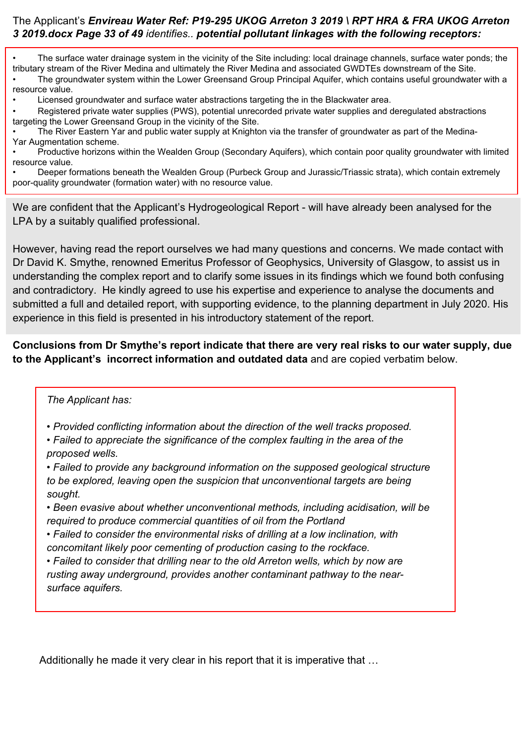The Applicant's ***Envireau Water Ref: P19-295 UKOG Arreton 3 2019 \ RPT HRA & FRA UKOG Arreton 3 2019.docx Page 33 of 49*** *identifies..* ***potential pollutant linkages with the following receptors:***

- The surface water drainage system in the vicinity of the Site including: local drainage channels, surface water ponds; the tributary stream of the River Medina and ultimately the River Medina and associated GWDTEs downstream of the Site.
- The groundwater system within the Lower Greensand Group Principal Aquifer, which contains useful groundwater with a resource value.
- Licensed groundwater and surface water abstractions targeting the in the Blackwater area.
- Registered private water supplies (PWS), potential unrecorded private water supplies and deregulated abstractions targeting the Lower Greensand Group in the vicinity of the Site.
- The River Eastern Yar and public water supply at Knighton via the transfer of groundwater as part of the Medina-Yar Augmentation scheme.
- Productive horizons within the Wealden Group (Secondary Aquifers), which contain poor quality groundwater with limited resource value.
- Deeper formations beneath the Wealden Group (Purbeck Group and Jurassic/Triassic strata), which contain extremely poor-quality groundwater (formation water) with no resource value.

We are confident that the Applicant's Hydrogeological Report - will have already been analysed for the LPA by a suitably qualified professional.

However, having read the report ourselves we had many questions and concerns. We made contact with Dr David K. Smythe, renowned Emeritus Professor of Geophysics, University of Glasgow, to assist us in understanding the complex report and to clarify some issues in its findings which we found both confusing and contradictory. He kindly agreed to use his expertise and experience to analyse the documents and submitted a full and detailed report, with supporting evidence, to the planning department in July 2020. His experience in this field is presented in his introductory statement of the report.

**Conclusions from Dr Smythe's report indicate that there are very real risks to our water supply, due to the Applicant's incorrect information and outdated data** and are copied verbatim below.

*The Applicant has:*

- *Provided conflicting information about the direction of the well tracks proposed.*
- *Failed to appreciate the significance of the complex faulting in the area of the proposed wells.*
- *Failed to provide any background information on the supposed geological structure to be explored, leaving open the suspicion that unconventional targets are being sought.*
- *Been evasive about whether unconventional methods, including acidisation, will be required to produce commercial quantities of oil from the Portland*
- *Failed to consider the environmental risks of drilling at a low inclination, with concomitant likely poor cementing of production casing to the rockface.*
- *Failed to consider that drilling near to the old Arreton wells, which by now are rusting away underground, provides another contaminant pathway to the near-surface aquifers.*

Additionally he made it very clear in his report that it is imperative that …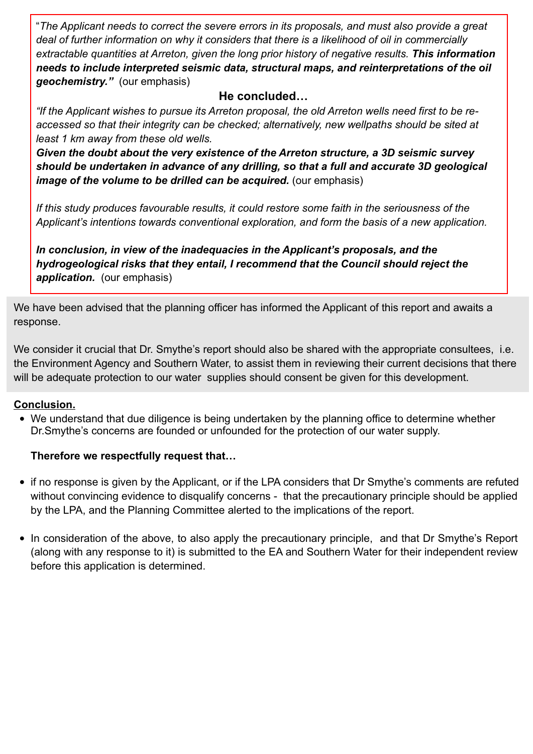"*The Applicant needs to correct the severe errors in its proposals, and must also provide a great deal of further information on why it considers that there is a likelihood of oil in commercially extractable quantities at Arreton, given the long prior history of negative results.* ***This information needs to include interpreted seismic data, structural maps, and reinterpretations of the oil geochemistry."*** (our emphasis)

**He concluded…**

*"If the Applicant wishes to pursue its Arreton proposal, the old Arreton wells need first to be re-accessed so that their integrity can be checked; alternatively, new wellpaths should be sited at least 1 km away from these old wells.*

***Given the doubt about the very existence of the Arreton structure, a 3D seismic survey should be undertaken in advance of any drilling, so that a full and accurate 3D geological image of the volume to be drilled can be acquired.*** (our emphasis)

*If this study produces favourable results, it could restore some faith in the seriousness of the Applicant's intentions towards conventional exploration, and form the basis of a new application.*

***In conclusion, in view of the inadequacies in the Applicant's proposals, and the hydrogeological risks that they entail, I recommend that the Council should reject the application.*** (our emphasis)

We have been advised that the planning officer has informed the Applicant of this report and awaits a response.

We consider it crucial that Dr. Smythe's report should also be shared with the appropriate consultees, i.e. the Environment Agency and Southern Water, to assist them in reviewing their current decisions that there will be adequate protection to our water supplies should consent be given for this development.

**<u>Conclusion.</u>**

- We understand that due diligence is being undertaken by the planning office to determine whether Dr.Smythe's concerns are founded or unfounded for the protection of our water supply.

  **Therefore we respectfully request that…**

- if no response is given by the Applicant, or if the LPA considers that Dr Smythe's comments are refuted without convincing evidence to disqualify concerns - that the precautionary principle should be applied by the LPA, and the Planning Committee alerted to the implications of the report.

- In consideration of the above, to also apply the precautionary principle, and that Dr Smythe's Report (along with any response to it) is submitted to the EA and Southern Water for their independent review before this application is determined.